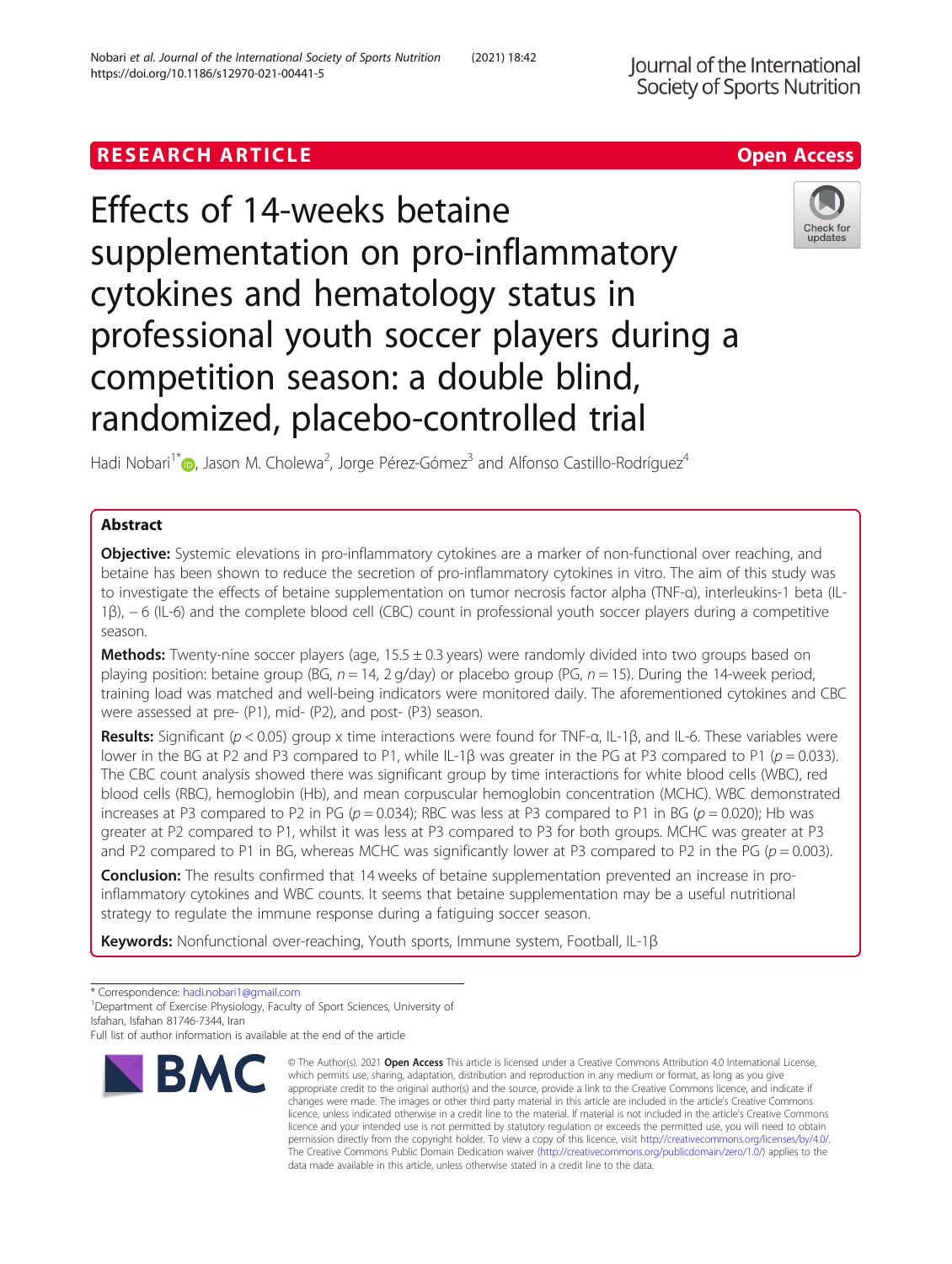RESEARCH ARTICLE

Open Access

# Effects of 14-weeks betaine supplementation on pro-inflammatory cytokines and hematology status in professional youth soccer players during a competition season: a double blind, randomized, placebo-controlled trial

Hadi Nobari[1*], Jason M. Cholewa[2], Jorge Pérez-Gómez[3] and Alfonso Castillo-Rodríguez[4]

## Abstract

**Objective:** Systemic elevations in pro-inflammatory cytokines are a marker of non-functional over reaching, and betaine has been shown to reduce the secretion of pro-inflammatory cytokines in vitro. The aim of this study was to investigate the effects of betaine supplementation on tumor necrosis factor alpha (TNF-α), interleukins-1 beta (IL-1β), − 6 (IL-6) and the complete blood cell (CBC) count in professional youth soccer players during a competitive season.

**Methods:** Twenty-nine soccer players (age, 15.5 ± 0.3 years) were randomly divided into two groups based on playing position: betaine group (BG, $n = 14$, 2 g/day) or placebo group (PG, $n = 15$). During the 14-week period, training load was matched and well-being indicators were monitored daily. The aforementioned cytokines and CBC were assessed at pre- (P1), mid- (P2), and post- (P3) season.

**Results:** Significant ($p < 0.05$) group x time interactions were found for TNF-α, IL-1β, and IL-6. These variables were lower in the BG at P2 and P3 compared to P1, while IL-1β was greater in the PG at P3 compared to P1 ($p = 0.033$). The CBC count analysis showed there was significant group by time interactions for white blood cells (WBC), red blood cells (RBC), hemoglobin (Hb), and mean corpuscular hemoglobin concentration (MCHC). WBC demonstrated increases at P3 compared to P2 in PG ($p = 0.034$); RBC was less at P3 compared to P1 in BG ($p = 0.020$); Hb was greater at P2 compared to P1, whilst it was less at P3 compared to P3 for both groups. MCHC was greater at P3 and P2 compared to P1 in BG, whereas MCHC was significantly lower at P3 compared to P2 in the PG ($p = 0.003$).

**Conclusion:** The results confirmed that 14 weeks of betaine supplementation prevented an increase in pro-inflammatory cytokines and WBC counts. It seems that betaine supplementation may be a useful nutritional strategy to regulate the immune response during a fatiguing soccer season.

**Keywords:** Nonfunctional over-reaching, Youth sports, Immune system, Football, IL-1β

---

* Correspondence: hadi.nobari1@gmail.com
[1]Department of Exercise Physiology, Faculty of Sport Sciences, University of Isfahan, Isfahan 81746-7344, Iran
Full list of author information is available at the end of the article

© The Author(s). 2021 **Open Access** This article is licensed under a Creative Commons Attribution 4.0 International License, which permits use, sharing, adaptation, distribution and reproduction in any medium or format, as long as you give appropriate credit to the original author(s) and the source, provide a link to the Creative Commons licence, and indicate if changes were made. The images or other third party material in this article are included in the article's Creative Commons licence, unless indicated otherwise in a credit line to the material. If material is not included in the article's Creative Commons licence and your intended use is not permitted by statutory regulation or exceeds the permitted use, you will need to obtain permission directly from the copyright holder. To view a copy of this licence, visit http://creativecommons.org/licenses/by/4.0/. The Creative Commons Public Domain Dedication waiver (http://creativecommons.org/publicdomain/zero/1.0/) applies to the data made available in this article, unless otherwise stated in a credit line to the data.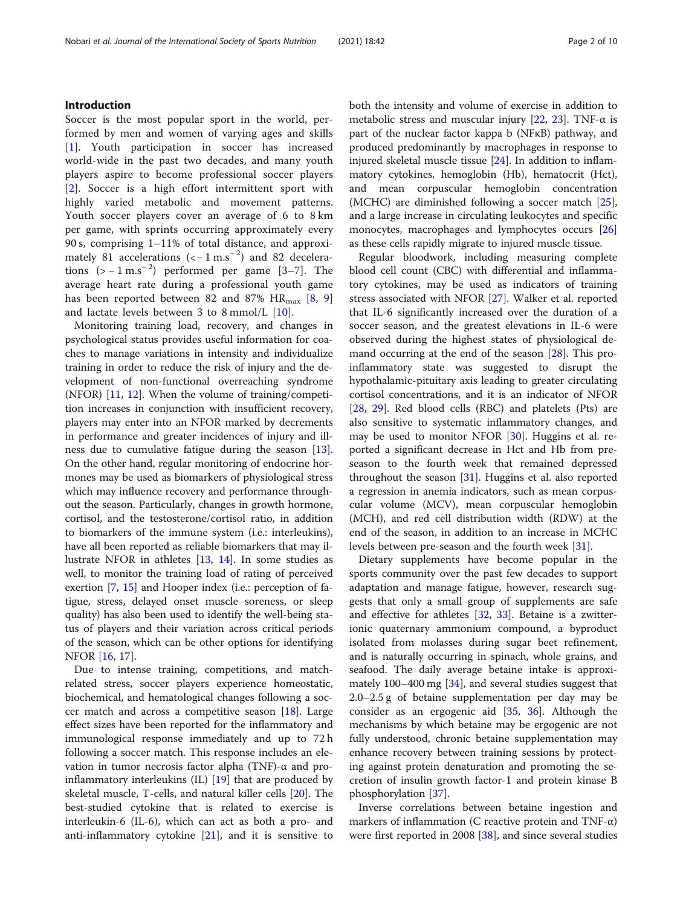## Introduction

Soccer is the most popular sport in the world, performed by men and women of varying ages and skills [1]. Youth participation in soccer has increased world-wide in the past two decades, and many youth players aspire to become professional soccer players [2]. Soccer is a high effort intermittent sport with highly varied metabolic and movement patterns. Youth soccer players cover an average of 6 to 8 km per game, with sprints occurring approximately every 90 s, comprising 1–11% of total distance, and approximately 81 accelerations ($<-1\ m.s^{-2}$) and 82 decelerations ($>-1\ m.s^{-2}$) performed per game [3–7]. The average heart rate during a professional youth game has been reported between 82 and 87% $HR_{max}$ [8, 9] and lactate levels between 3 to 8 mmol/L [10].

Monitoring training load, recovery, and changes in psychological status provides useful information for coaches to manage variations in intensity and individualize training in order to reduce the risk of injury and the development of non-functional overreaching syndrome (NFOR) [11, 12]. When the volume of training/competition increases in conjunction with insufficient recovery, players may enter into an NFOR marked by decrements in performance and greater incidences of injury and illness due to cumulative fatigue during the season [13]. On the other hand, regular monitoring of endocrine hormones may be used as biomarkers of physiological stress which may influence recovery and performance throughout the season. Particularly, changes in growth hormone, cortisol, and the testosterone/cortisol ratio, in addition to biomarkers of the immune system (i.e.: interleukins), have all been reported as reliable biomarkers that may illustrate NFOR in athletes [13, 14]. In some studies as well, to monitor the training load of rating of perceived exertion [7, 15] and Hooper index (i.e.: perception of fatigue, stress, delayed onset muscle soreness, or sleep quality) has also been used to identify the well-being status of players and their variation across critical periods of the season, which can be other options for identifying NFOR [16, 17].

Due to intense training, competitions, and match-related stress, soccer players experience homeostatic, biochemical, and hematological changes following a soccer match and across a competitive season [18]. Large effect sizes have been reported for the inflammatory and immunological response immediately and up to 72 h following a soccer match. This response includes an elevation in tumor necrosis factor alpha (TNF)-α and pro-inflammatory interleukins (IL) [19] that are produced by skeletal muscle, T-cells, and natural killer cells [20]. The best-studied cytokine that is related to exercise is interleukin-6 (IL-6), which can act as both a pro- and anti-inflammatory cytokine [21], and it is sensitive to both the intensity and volume of exercise in addition to metabolic stress and muscular injury [22, 23]. TNF-α is part of the nuclear factor kappa b (NFκB) pathway, and produced predominantly by macrophages in response to injured skeletal muscle tissue [24]. In addition to inflammatory cytokines, hemoglobin (Hb), hematocrit (Hct), and mean corpuscular hemoglobin concentration (MCHC) are diminished following a soccer match [25], and a large increase in circulating leukocytes and specific monocytes, macrophages and lymphocytes occurs [26] as these cells rapidly migrate to injured muscle tissue.

Regular bloodwork, including measuring complete blood cell count (CBC) with differential and inflammatory cytokines, may be used as indicators of training stress associated with NFOR [27]. Walker et al. reported that IL-6 significantly increased over the duration of a soccer season, and the greatest elevations in IL-6 were observed during the highest states of physiological demand occurring at the end of the season [28]. This pro-inflammatory state was suggested to disrupt the hypothalamic-pituitary axis leading to greater circulating cortisol concentrations, and it is an indicator of NFOR [28, 29]. Red blood cells (RBC) and platelets (Pts) are also sensitive to systematic inflammatory changes, and may be used to monitor NFOR [30]. Huggins et al. reported a significant decrease in Hct and Hb from pre-season to the fourth week that remained depressed throughout the season [31]. Huggins et al. also reported a regression in anemia indicators, such as mean corpuscular volume (MCV), mean corpuscular hemoglobin (MCH), and red cell distribution width (RDW) at the end of the season, in addition to an increase in MCHC levels between pre-season and the fourth week [31].

Dietary supplements have become popular in the sports community over the past few decades to support adaptation and manage fatigue, however, research suggests that only a small group of supplements are safe and effective for athletes [32, 33]. Betaine is a zwitterionic quaternary ammonium compound, a byproduct isolated from molasses during sugar beet refinement, and is naturally occurring in spinach, whole grains, and seafood. The daily average betaine intake is approximately 100–400 mg [34], and several studies suggest that 2.0–2.5 g of betaine supplementation per day may be consider as an ergogenic aid [35, 36]. Although the mechanisms by which betaine may be ergogenic are not fully understood, chronic betaine supplementation may enhance recovery between training sessions by protecting against protein denaturation and promoting the secretion of insulin growth factor-1 and protein kinase B phosphorylation [37].

Inverse correlations between betaine ingestion and markers of inflammation (C reactive protein and TNF-α) were first reported in 2008 [38], and since several studies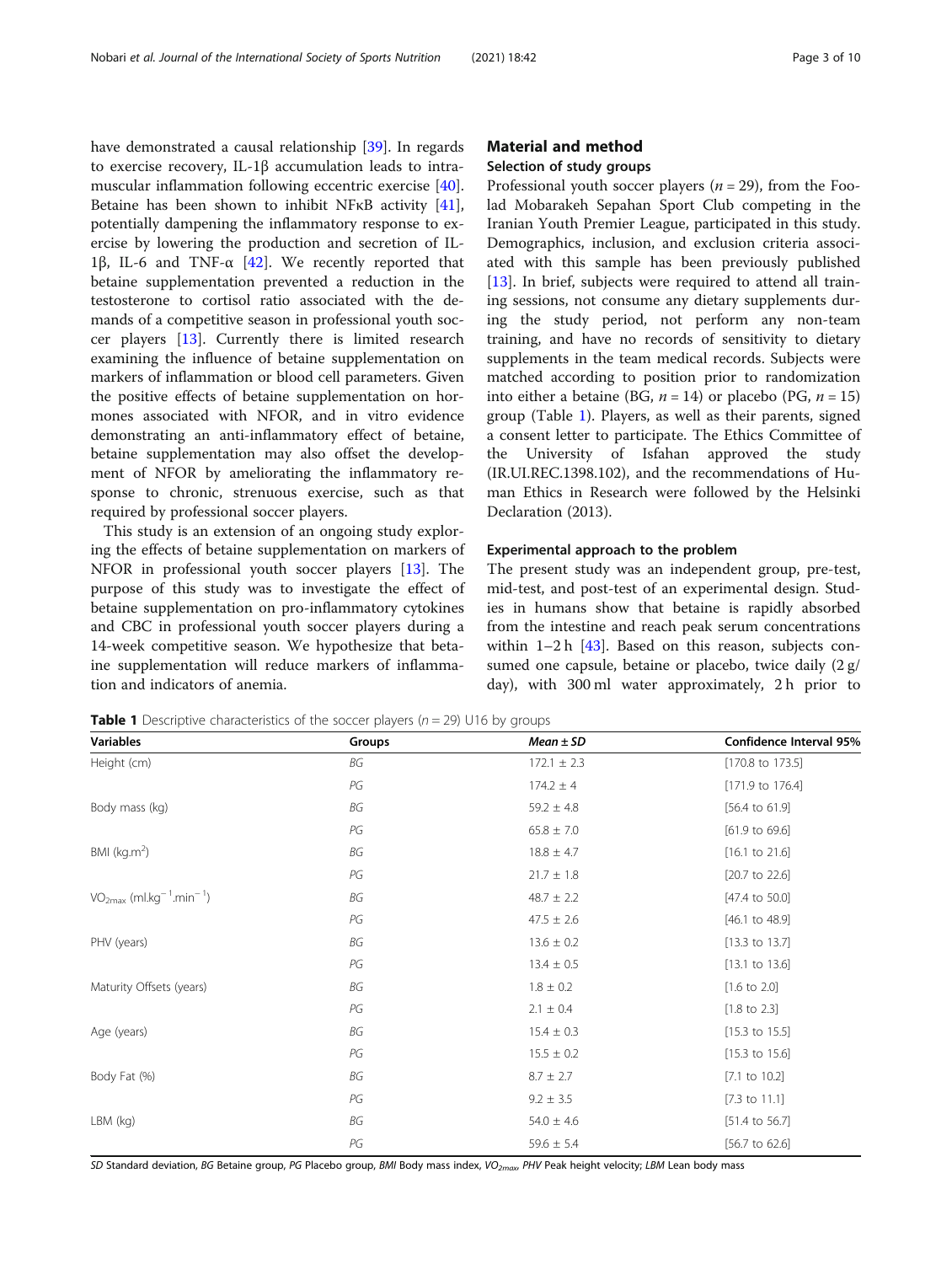have demonstrated a causal relationship [39]. In regards to exercise recovery, IL-1β accumulation leads to intramuscular inflammation following eccentric exercise [40]. Betaine has been shown to inhibit NFκB activity [41], potentially dampening the inflammatory response to exercise by lowering the production and secretion of IL-1β, IL-6 and TNF-α [42]. We recently reported that betaine supplementation prevented a reduction in the testosterone to cortisol ratio associated with the demands of a competitive season in professional youth soccer players [13]. Currently there is limited research examining the influence of betaine supplementation on markers of inflammation or blood cell parameters. Given the positive effects of betaine supplementation on hormones associated with NFOR, and in vitro evidence demonstrating an anti-inflammatory effect of betaine, betaine supplementation may also offset the development of NFOR by ameliorating the inflammatory response to chronic, strenuous exercise, such as that required by professional soccer players.

This study is an extension of an ongoing study exploring the effects of betaine supplementation on markers of NFOR in professional youth soccer players [13]. The purpose of this study was to investigate the effect of betaine supplementation on pro-inflammatory cytokines and CBC in professional youth soccer players during a 14-week competitive season. We hypothesize that betaine supplementation will reduce markers of inflammation and indicators of anemia.

## Material and method

### Selection of study groups

Professional youth soccer players ($n = 29$), from the Foolad Mobarakeh Sepahan Sport Club competing in the Iranian Youth Premier League, participated in this study. Demographics, inclusion, and exclusion criteria associated with this sample has been previously published [13]. In brief, subjects were required to attend all training sessions, not consume any dietary supplements during the study period, not perform any non-team training, and have no records of sensitivity to dietary supplements in the team medical records. Subjects were matched according to position prior to randomization into either a betaine (BG, $n = 14$) or placebo (PG, $n = 15$) group (Table 1). Players, as well as their parents, signed a consent letter to participate. The Ethics Committee of the University of Isfahan approved the study (IR.UI.REC.1398.102), and the recommendations of Human Ethics in Research were followed by the Helsinki Declaration (2013).

### Experimental approach to the problem

The present study was an independent group, pre-test, mid-test, and post-test of an experimental design. Studies in humans show that betaine is rapidly absorbed from the intestine and reach peak serum concentrations within 1–2 h [43]. Based on this reason, subjects consumed one capsule, betaine or placebo, twice daily (2 g/day), with 300 ml water approximately, 2 h prior to

**Table 1** Descriptive characteristics of the soccer players ($n = 29$) U16 by groups

| Variables | Groups | *Mean ± SD* | Confidence Interval 95% |
|---|---|---|---|
| Height (cm) | *BG* | 172.1 ± 2.3 | [170.8 to 173.5] |
| | *PG* | 174.2 ± 4 | [171.9 to 176.4] |
| Body mass (kg) | *BG* | 59.2 ± 4.8 | [56.4 to 61.9] |
| | *PG* | 65.8 ± 7.0 | [61.9 to 69.6] |
| BMI ($kg.m^2$) | *BG* | 18.8 ± 4.7 | [16.1 to 21.6] |
| | *PG* | 21.7 ± 1.8 | [20.7 to 22.6] |
| $VO_{2max}$ ($ml.kg^{-1}.min^{-1}$) | *BG* | 48.7 ± 2.2 | [47.4 to 50.0] |
| | *PG* | 47.5 ± 2.6 | [46.1 to 48.9] |
| PHV (years) | *BG* | 13.6 ± 0.2 | [13.3 to 13.7] |
| | *PG* | 13.4 ± 0.5 | [13.1 to 13.6] |
| Maturity Offsets (years) | *BG* | 1.8 ± 0.2 | [1.6 to 2.0] |
| | *PG* | 2.1 ± 0.4 | [1.8 to 2.3] |
| Age (years) | *BG* | 15.4 ± 0.3 | [15.3 to 15.5] |
| | *PG* | 15.5 ± 0.2 | [15.3 to 15.6] |
| Body Fat (%) | *BG* | 8.7 ± 2.7 | [7.1 to 10.2] |
| | *PG* | 9.2 ± 3.5 | [7.3 to 11.1] |
| LBM (kg) | *BG* | 54.0 ± 4.6 | [51.4 to 56.7] |
| | *PG* | 59.6 ± 5.4 | [56.7 to 62.6] |

*SD* Standard deviation, *BG* Betaine group, *PG* Placebo group, *BMI* Body mass index, $VO_{2max}$, *PHV* Peak height velocity; *LBM* Lean body mass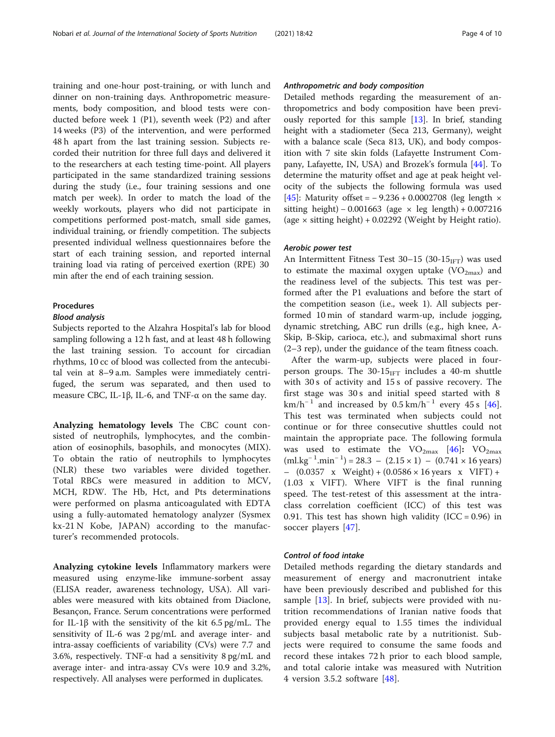training and one-hour post-training, or with lunch and dinner on non-training days. Anthropometric measurements, body composition, and blood tests were conducted before week 1 (P1), seventh week (P2) and after 14 weeks (P3) of the intervention, and were performed 48 h apart from the last training session. Subjects recorded their nutrition for three full days and delivered it to the researchers at each testing time-point. All players participated in the same standardized training sessions during the study (i.e., four training sessions and one match per week). In order to match the load of the weekly workouts, players who did not participate in competitions performed post-match, small side games, individual training, or friendly competition. The subjects presented individual wellness questionnaires before the start of each training session, and reported internal training load via rating of perceived exertion (RPE) 30 min after the end of each training session.

## Procedures

### Blood analysis

Subjects reported to the Alzahra Hospital's lab for blood sampling following a 12 h fast, and at least 48 h following the last training session. To account for circadian rhythms, 10 cc of blood was collected from the antecubital vein at 8–9 a.m. Samples were immediately centrifuged, the serum was separated, and then used to measure CBC, IL-1β, IL-6, and TNF-α on the same day.

**Analyzing hematology levels** The CBC count consisted of neutrophils, lymphocytes, and the combination of eosinophils, basophils, and monocytes (MIX). To obtain the ratio of neutrophils to lymphocytes (NLR) these two variables were divided together. Total RBCs were measured in addition to MCV, MCH, RDW. The Hb, Hct, and Pts determinations were performed on plasma anticoagulated with EDTA using a fully-automated hematology analyzer (Sysmex kx-21 N Kobe, JAPAN) according to the manufacturer's recommended protocols.

**Analyzing cytokine levels** Inflammatory markers were measured using enzyme-like immune-sorbent assay (ELISA reader, awareness technology, USA). All variables were measured with kits obtained from Diaclone, Besançon, France. Serum concentrations were performed for IL-1β with the sensitivity of the kit 6.5 pg/mL. The sensitivity of IL-6 was 2 pg/mL and average inter- and intra-assay coefficients of variability (CVs) were 7.7 and 3.6%, respectively. TNF-α had a sensitivity 8 pg/mL and average inter- and intra-assay CVs were 10.9 and 3.2%, respectively. All analyses were performed in duplicates.

### Anthropometric and body composition

Detailed methods regarding the measurement of anthropometrics and body composition have been previously reported for this sample [13]. In brief, standing height with a stadiometer (Seca 213, Germany), weight with a balance scale (Seca 813, UK), and body composition with 7 site skin folds (Lafayette Instrument Company, Lafayette, IN, USA) and Brozek's formula [44]. To determine the maturity offset and age at peak height velocity of the subjects the following formula was used [45]: Maturity offset = − 9.236 + 0.0002708 (leg length × sitting height) – 0.001663 (age × leg length) + 0.007216 (age × sitting height) + 0.02292 (Weight by Height ratio).

### Aerobic power test

An Intermittent Fitness Test 30–15 ($30\text{-}15_{IFT}$) was used to estimate the maximal oxygen uptake ($VO_{2max}$) and the readiness level of the subjects. This test was performed after the P1 evaluations and before the start of the competition season (i.e., week 1). All subjects performed 10 min of standard warm-up, include jogging, dynamic stretching, ABC run drills (e.g., high knee, A-Skip, B-Skip, carioca, etc.), and submaximal short runs (2–3 rep), under the guidance of the team fitness coach.

After the warm-up, subjects were placed in four-person groups. The $30\text{-}15_{IFT}$ includes a 40-m shuttle with 30 s of activity and 15 s of passive recovery. The first stage was 30 s and initial speed started with 8 $km/h^{-1}$ and increased by 0.5 $km/h^{-1}$ every 45 s [46]. This test was terminated when subjects could not continue or for three consecutive shuttles could not maintain the appropriate pace. The following formula was used to estimate the $VO_{2max}$ [46]**:** $VO_{2max}$ ($ml.kg^{-1}.min^{-1}$) = 28.3 – (2.15 × 1) – (0.741 × 16 years) – (0.0357 x Weight) + (0.0586 × 16 years x VIFT) + (1.03 x VIFT). Where VIFT is the final running speed. The test-retest of this assessment at the intraclass correlation coefficient (ICC) of this test was 0.91. This test has shown high validity (ICC = 0.96) in soccer players [47].

### Control of food intake

Detailed methods regarding the dietary standards and measurement of energy and macronutrient intake have been previously described and published for this sample [13]. In brief, subjects were provided with nutrition recommendations of Iranian native foods that provided energy equal to 1.55 times the individual subjects basal metabolic rate by a nutritionist. Subjects were required to consume the same foods and record these intakes 72 h prior to each blood sample, and total calorie intake was measured with Nutrition 4 version 3.5.2 software [48].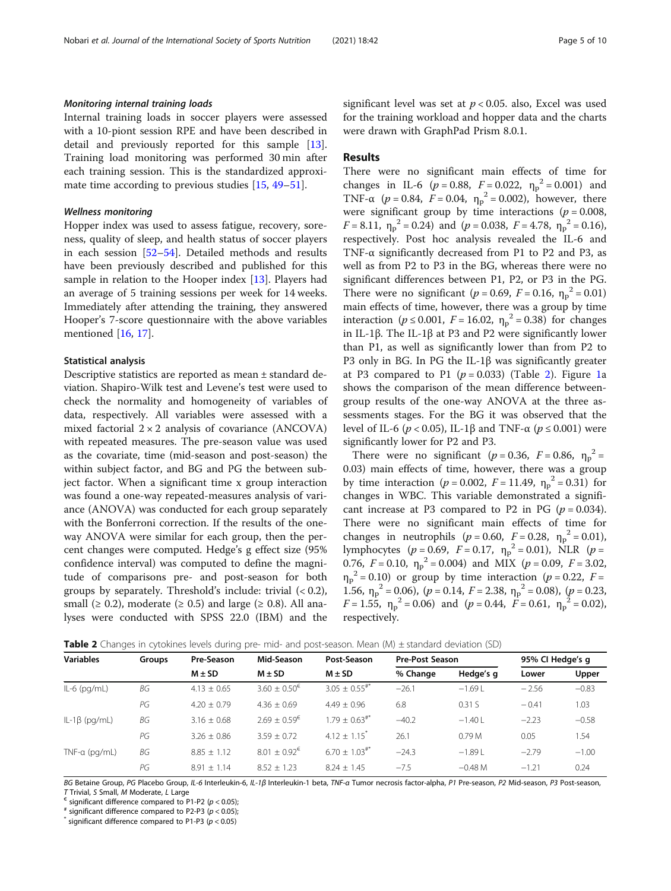### *Monitoring internal training loads*

Internal training loads in soccer players were assessed with a 10-piont session RPE and have been described in detail and previously reported for this sample [13]. Training load monitoring was performed 30 min after each training session. This is the standardized approximate time according to previous studies [15, 49–51].

### *Wellness monitoring*

Hopper index was used to assess fatigue, recovery, soreness, quality of sleep, and health status of soccer players in each session [52–54]. Detailed methods and results have been previously described and published for this sample in relation to the Hooper index [13]. Players had an average of 5 training sessions per week for 14 weeks. Immediately after attending the training, they answered Hooper's 7-score questionnaire with the above variables mentioned [16, 17].

### Statistical analysis

Descriptive statistics are reported as mean ± standard deviation. Shapiro-Wilk test and Levene's test were used to check the normality and homogeneity of variables of data, respectively. All variables were assessed with a mixed factorial 2 × 2 analysis of covariance (ANCOVA) with repeated measures. The pre-season value was used as the covariate, time (mid-season and post-season) the within subject factor, and BG and PG the between subject factor. When a significant time x group interaction was found a one-way repeated-measures analysis of variance (ANOVA) was conducted for each group separately with the Bonferroni correction. If the results of the one-way ANOVA were similar for each group, then the percent changes were computed. Hedge's g effect size (95% confidence interval) was computed to define the magnitude of comparisons pre- and post-season for both groups by separately. Threshold's include: trivial (< 0.2), small (≥ 0.2), moderate (≥ 0.5) and large (≥ 0.8). All analyses were conducted with SPSS 22.0 (IBM) and the significant level was set at $p < 0.05$. also, Excel was used for the training workload and hopper data and the charts were drawn with GraphPad Prism 8.0.1.

## Results

There were no significant main effects of time for changes in IL-6 ($p = 0.88$, $F = 0.022$, $\eta_p^2 = 0.001$) and TNF-α ($p = 0.84$, $F = 0.04$, $\eta_p^2 = 0.002$), however, there were significant group by time interactions ($p = 0.008$, $F = 8.11$, $\eta_p^2 = 0.24$) and ($p = 0.038$, $F = 4.78$, $\eta_p^2 = 0.16$), respectively. Post hoc analysis revealed the IL-6 and TNF-α significantly decreased from P1 to P2 and P3, as well as from P2 to P3 in the BG, whereas there were no significant differences between P1, P2, or P3 in the PG. There were no significant ($p = 0.69$, $F = 0.16$, $\eta_p^2 = 0.01$) main effects of time, however, there was a group by time interaction ($p \leq 0.001$, $F = 16.02$, $\eta_p^2 = 0.38$) for changes in IL-1β. The IL-1β at P3 and P2 were significantly lower than P1, as well as significantly lower than from P2 to P3 only in BG. In PG the IL-1β was significantly greater at P3 compared to P1 ($p = 0.033$) (Table 2). Figure 1a shows the comparison of the mean difference between-group results of the one-way ANOVA at the three assessments stages. For the BG it was observed that the level of IL-6 ($p < 0.05$), IL-1β and TNF-α ($p \leq 0.001$) were significantly lower for P2 and P3.

There were no significant ($p = 0.36$, $F = 0.86$, $\eta_p^2 = 0.03$) main effects of time, however, there was a group by time interaction ($p = 0.002$, $F = 11.49$, $\eta_p^2 = 0.31$) for changes in WBC. This variable demonstrated a significant increase at P3 compared to P2 in PG ($p = 0.034$). There were no significant main effects of time for changes in neutrophils ($p = 0.60$, $F = 0.28$, $\eta_p^2 = 0.01$), lymphocytes ($p = 0.69$, $F = 0.17$, $\eta_p^2 = 0.01$), NLR ($p = 0.76$, $F = 0.10$, $\eta_p^2 = 0.004$) and MIX ($p = 0.09$, $F = 3.02$, $\eta_p^2 = 0.10$) or group by time interaction ($p = 0.22$, $F = 1.56$, $\eta_p^2 = 0.06$), ($p = 0.14$, $F = 2.38$, $\eta_p^2 = 0.08$), ($p = 0.23$, $F = 1.55$, $\eta_p^2 = 0.06$) and ($p = 0.44$, $F = 0.61$, $\eta_p^2 = 0.02$), respectively.

**Table 2** Changes in cytokines levels during pre- mid- and post-season. Mean (M) ± standard deviation (SD)

| Variables | Groups | Pre-Season | Mid-Season | Post-Season | Pre-Post Season | | 95% CI Hedge's g | |
|---|---|---|---|---|---|---|---|---|
| | | M ± SD | M ± SD | M ± SD | % Change | Hedge's g | Lower | Upper |
| IL-6 (pg/mL) | *BG* | 4.13 ± 0.65 | 3.60 ± 0.50[€] | 3.05 ± 0.55[#*] | −26.1 | −1.69 L | − 2.56 | −0.83 |
| | *PG* | 4.20 ± 0.79 | 4.36 ± 0.69 | 4.49 ± 0.96 | 6.8 | 0.31 S | − 0.41 | 1.03 |
| IL-1β (pg/mL) | *BG* | 3.16 ± 0.68 | 2.69 ± 0.59[€] | 1.79 ± 0.63[#*] | −40.2 | −1.40 L | −2.23 | −0.58 |
| | *PG* | 3.26 ± 0.86 | 3.59 ± 0.72 | 4.12 ± 1.15[*] | 26.1 | 0.79 M | 0.05 | 1.54 |
| TNF-α (pg/mL) | *BG* | 8.85 ± 1.12 | 8.01 ± 0.92[€] | 6.70 ± 1.03[#*] | −24.3 | −1.89 L | −2.79 | −1.00 |
| | *PG* | 8.91 ± 1.14 | 8.52 ± 1.23 | 8.24 ± 1.45 | −7.5 | −0.48 M | −1.21 | 0.24 |

*BG* Betaine Group, *PG* Placebo Group, *IL-6* Interleukin-6, *IL-1β* Interleukin-1 beta, *TNF-α* Tumor necrosis factor-alpha, *P1* Pre-season, *P2* Mid-season, *P3* Post-season, *T* Trivial, *S* Small, *M* Moderate, *L* Large

[€] significant difference compared to P1-P2 ($p < 0.05$);

[#] significant difference compared to P2-P3 ($p < 0.05$);

[*] significant difference compared to P1-P3 ($p < 0.05$)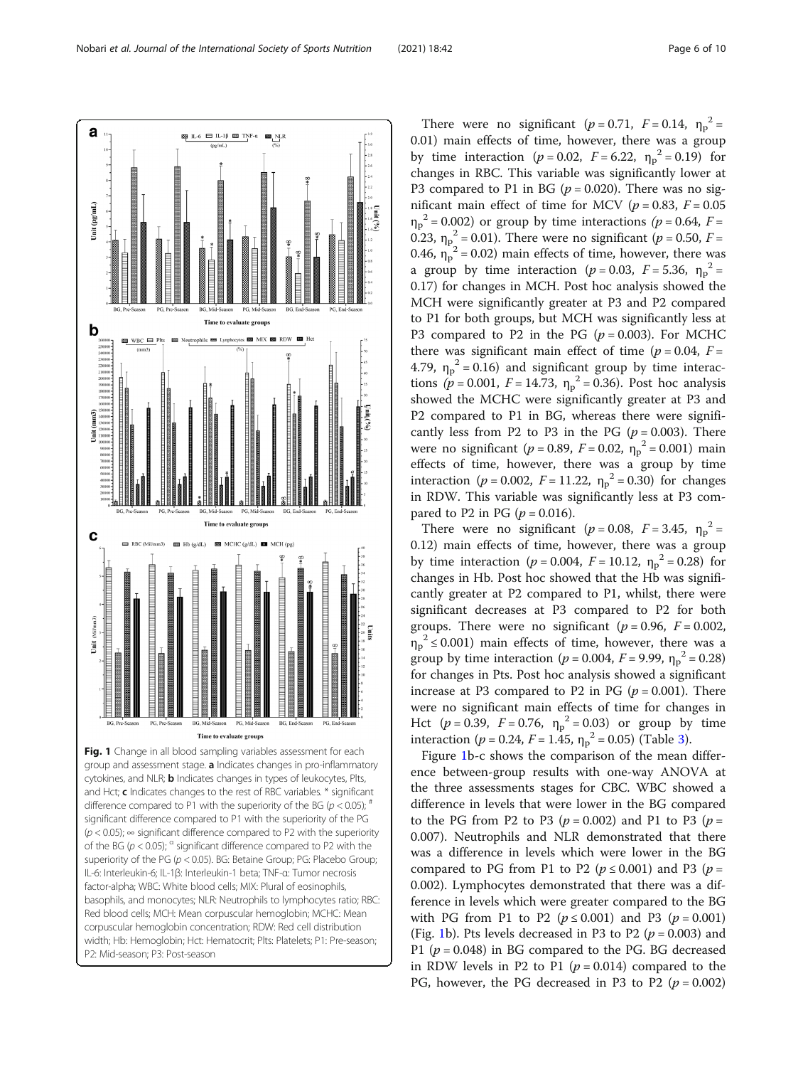a

IL-6 IL-1β TNF-α NLR

(pg/mL) (%)

Unit (pg/mL)

Unit (%)

BG, Pre-Season PG, Pre-Season BG, Mid-Season PG, Mid-Season BG, End-Season PG, End-Season

Time to evaluate groups

b

WBC Plts Neutrophils Lymphocytes MIX RDW Hct

(mm3) (%)

Unit (mm3)

Unit (%)

BG, Pre-Season PG, Pre-Season BG, Mid-Season PG, Mid-Season BG, End-Season PG, End-Season

Time to evaluate groups

c

RBC (Mil/mm3) Hb (g/dL) MCHC (g/dL) MCH (pg)

Unit (Mil/mm3)

Units

BG, Pre-Season PG, Pre-Season BG, Mid-Season PG, Mid-Season BG, End-Season PG, End-Season

Time to evaluate groups

**Fig. 1** Change in all blood sampling variables assessment for each group and assessment stage. **a** Indicates changes in pro-inflammatory cytokines, and NLR; **b** Indicates changes in types of leukocytes, Plts, and Hct; **c** Indicates changes to the rest of RBC variables. * significant difference compared to P1 with the superiority of the BG ($p < 0.05$); # significant difference compared to P1 with the superiority of the PG ($p < 0.05$); ∞ significant difference compared to P2 with the superiority of the BG ($p < 0.05$); α significant difference compared to P2 with the superiority of the PG ($p < 0.05$). BG: Betaine Group; PG: Placebo Group; IL-6: Interleukin-6; IL-1β: Interleukin-1 beta; TNF-α: Tumor necrosis factor-alpha; WBC: White blood cells; MIX: Plural of eosinophils, basophils, and monocytes; NLR: Neutrophils to lymphocytes ratio; RBC: Red blood cells; MCH: Mean corpuscular hemoglobin; MCHC: Mean corpuscular hemoglobin concentration; RDW: Red cell distribution width; Hb: Hemoglobin; Hct: Hematocrit; Plts: Platelets; P1: Pre-season; P2: Mid-season; P3: Post-season

There were no significant ($p = 0.71$, $F = 0.14$, $\eta_p^2 = 0.01$) main effects of time, however, there was a group by time interaction ($p = 0.02$, $F = 6.22$, $\eta_p^2 = 0.19$) for changes in RBC. This variable was significantly lower at P3 compared to P1 in BG ($p = 0.020$). There was no significant main effect of time for MCV ($p = 0.83$, $F = 0.05$ $\eta_p^2 = 0.002$) or group by time interactions ($p = 0.64$, $F = 0.23$, $\eta_p^2 = 0.01$). There were no significant ($p = 0.50$, $F = 0.46$, $\eta_p^2 = 0.02$) main effects of time, however, there was a group by time interaction ($p = 0.03$, $F = 5.36$, $\eta_p^2 = 0.17$) for changes in MCH. Post hoc analysis showed the MCH were significantly greater at P3 and P2 compared to P1 for both groups, but MCH was significantly less at P3 compared to P2 in the PG ($p = 0.003$). For MCHC there was significant main effect of time ($p = 0.04$, $F = 4.79$, $\eta_p^2 = 0.16$) and significant group by time interactions ($p = 0.001$, $F = 14.73$, $\eta_p^2 = 0.36$). Post hoc analysis showed the MCHC were significantly greater at P3 and P2 compared to P1 in BG, whereas there were significantly less from P2 to P3 in the PG ($p = 0.003$). There were no significant ($p = 0.89$, $F = 0.02$, $\eta_p^2 = 0.001$) main effects of time, however, there was a group by time interaction ($p = 0.002$, $F = 11.22$, $\eta_p^2 = 0.30$) for changes in RDW. This variable was significantly less at P3 compared to P2 in PG ($p = 0.016$).

There were no significant ($p = 0.08$, $F = 3.45$, $\eta_p^2 = 0.12$) main effects of time, however, there was a group by time interaction ($p = 0.004$, $F = 10.12$, $\eta_p^2 = 0.28$) for changes in Hb. Post hoc showed that the Hb was significantly greater at P2 compared to P1, whilst, there were significant decreases at P3 compared to P2 for both groups. There were no significant ($p = 0.96$, $F = 0.002$, $\eta_p^2 \leq 0.001$) main effects of time, however, there was a group by time interaction ($p = 0.004$, $F = 9.99$, $\eta_p^2 = 0.28$) for changes in Pts. Post hoc analysis showed a significant increase at P3 compared to P2 in PG ($p = 0.001$). There were no significant main effects of time for changes in Hct ($p = 0.39$, $F = 0.76$, $\eta_p^2 = 0.03$) or group by time interaction ($p = 0.24$, $F = 1.45$, $\eta_p^2 = 0.05$) (Table 3).

Figure 1b-c shows the comparison of the mean difference between-group results with one-way ANOVA at the three assessments stages for CBC. WBC showed a difference in levels that were lower in the BG compared to the PG from P2 to P3 ($p = 0.002$) and P1 to P3 ($p = 0.007$). Neutrophils and NLR demonstrated that there was a difference in levels which were lower in the BG compared to PG from P1 to P2 ($p \leq 0.001$) and P3 ($p = 0.002$). Lymphocytes demonstrated that there was a difference in levels which were greater compared to the BG with PG from P1 to P2 ($p \leq 0.001$) and P3 ($p = 0.001$) (Fig. 1b). Pts levels decreased in P3 to P2 ($p = 0.003$) and P1 ($p = 0.048$) in BG compared to the PG. BG decreased in RDW levels in P2 to P1 ($p = 0.014$) compared to the PG, however, the PG decreased in P3 to P2 ($p = 0.002$)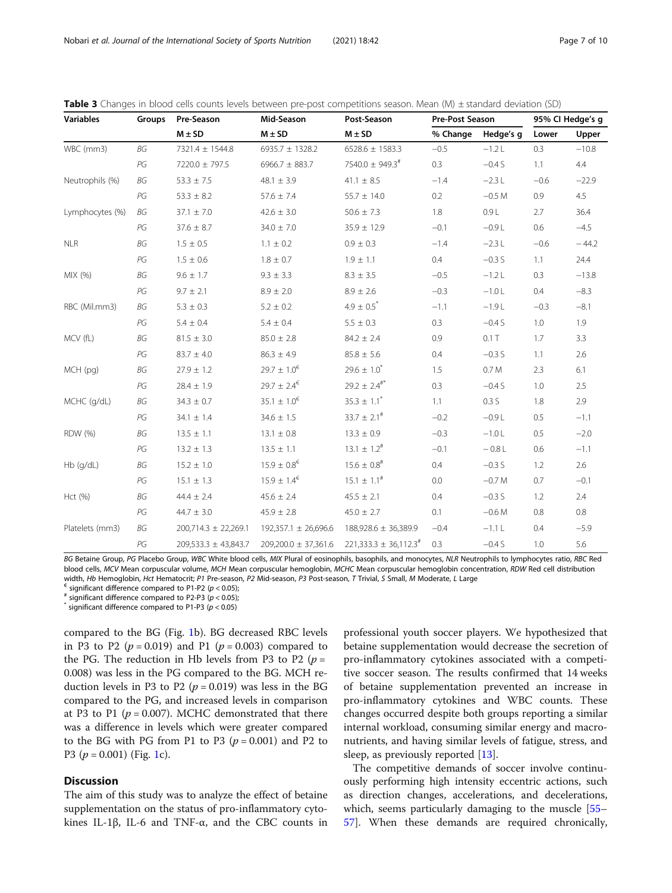**Table 3** Changes in blood cells counts levels between pre-post competitions season. Mean (M) ± standard deviation (SD)

| Variables | Groups | Pre-Season | Mid-Season | Post-Season | Pre-Post Season | | 95% CI Hedge's g | |
|---|---|---|---|---|---|---|---|---|
| | | M ± SD | M ± SD | M ± SD | % Change | Hedge's g | Lower | Upper |
| WBC (mm3) | BG | 7321.4 ± 1544.8 | 6935.7 ± 1328.2 | 6528.6 ± 1583.3 | −0.5 | −1.2 L | 0.3 | −10.8 |
| | PG | 7220.0 ± 797.5 | 6966.7 ± 883.7 | 7540.0 ± 949.3[#] | 0.3 | −0.4 S | 1.1 | 4.4 |
| Neutrophils (%) | BG | 53.3 ± 7.5 | 48.1 ± 3.9 | 41.1 ± 8.5 | −1.4 | −2.3 L | −0.6 | −22.9 |
| | PG | 53.3 ± 8.2 | 57.6 ± 7.4 | 55.7 ± 14.0 | 0.2 | −0.5 M | 0.9 | 4.5 |
| Lymphocytes (%) | BG | 37.1 ± 7.0 | 42.6 ± 3.0 | 50.6 ± 7.3 | 1.8 | 0.9 L | 2.7 | 36.4 |
| | PG | 37.6 ± 8.7 | 34.0 ± 7.0 | 35.9 ± 12.9 | −0.1 | −0.9 L | 0.6 | −4.5 |
| NLR | BG | 1.5 ± 0.5 | 1.1 ± 0.2 | 0.9 ± 0.3 | −1.4 | −2.3 L | −0.6 | − 44.2 |
| | PG | 1.5 ± 0.6 | 1.8 ± 0.7 | 1.9 ± 1.1 | 0.4 | −0.3 S | 1.1 | 24.4 |
| MIX (%) | BG | 9.6 ± 1.7 | 9.3 ± 3.3 | 8.3 ± 3.5 | −0.5 | −1.2 L | 0.3 | −13.8 |
| | PG | 9.7 ± 2.1 | 8.9 ± 2.0 | 8.9 ± 2.6 | −0.3 | −1.0 L | 0.4 | −8.3 |
| RBC (Mil.mm3) | BG | 5.3 ± 0.3 | 5.2 ± 0.2 | 4.9 ± 0.5[*] | −1.1 | −1.9 L | −0.3 | −8.1 |
| | PG | 5.4 ± 0.4 | 5.4 ± 0.4 | 5.5 ± 0.3 | 0.3 | −0.4 S | 1.0 | 1.9 |
| MCV (fL) | BG | 81.5 ± 3.0 | 85.0 ± 2.8 | 84.2 ± 2.4 | 0.9 | 0.1 T | 1.7 | 3.3 |
| | PG | 83.7 ± 4.0 | 86.3 ± 4.9 | 85.8 ± 5.6 | 0.4 | −0.3 S | 1.1 | 2.6 |
| MCH (pg) | BG | 27.9 ± 1.2 | 29.7 ± 1.0[€] | 29.6 ± 1.0[*] | 1.5 | 0.7 M | 2.3 | 6.1 |
| | PG | 28.4 ± 1.9 | 29.7 ± 2.4[€] | 29.2 ± 2.4[#*] | 0.3 | −0.4 S | 1.0 | 2.5 |
| MCHC (g/dL) | BG | 34.3 ± 0.7 | 35.1 ± 1.0[€] | 35.3 ± 1.1[*] | 1.1 | 0.3 S | 1.8 | 2.9 |
| | PG | 34.1 ± 1.4 | 34.6 ± 1.5 | 33.7 ± 2.1[#] | −0.2 | −0.9 L | 0.5 | −1.1 |
| RDW (%) | BG | 13.5 ± 1.1 | 13.1 ± 0.8 | 13.3 ± 0.9 | −0.3 | −1.0 L | 0.5 | −2.0 |
| | PG | 13.2 ± 1.3 | 13.5 ± 1.1 | 13.1 ± 1.2[#] | −0.1 | − 0.8 L | 0.6 | −1.1 |
| Hb (g/dL) | BG | 15.2 ± 1.0 | 15.9 ± 0.8[€] | 15.6 ± 0.8[#] | 0.4 | −0.3 S | 1.2 | 2.6 |
| | PG | 15.1 ± 1.3 | 15.9 ± 1.4[€] | 15.1 ± 1.1[#] | 0.0 | −0.7 M | 0.7 | −0.1 |
| Hct (%) | BG | 44.4 ± 2.4 | 45.6 ± 2.4 | 45.5 ± 2.1 | 0.4 | −0.3 S | 1.2 | 2.4 |
| | PG | 44.7 ± 3.0 | 45.9 ± 2.8 | 45.0 ± 2.7 | 0.1 | −0.6 M | 0.8 | 0.8 |
| Platelets (mm3) | BG | 200,714.3 ± 22,269.1 | 192,357.1 ± 26,696.6 | 188,928.6 ± 36,389.9 | −0.4 | −1.1 L | 0.4 | −5.9 |
| | PG | 209,533.3 ± 43,843.7 | 209,200.0 ± 37,361.6 | 221,333.3 ± 36,112.3[#] | 0.3 | −0.4 S | 1.0 | 5.6 |

*BG* Betaine Group, *PG* Placebo Group, *WBC* White blood cells, *MIX* Plural of eosinophils, basophils, and monocytes, *NLR* Neutrophils to lymphocytes ratio, *RBC* Red blood cells, *MCV* Mean corpuscular volume, *MCH* Mean corpuscular hemoglobin, *MCHC* Mean corpuscular hemoglobin concentration, *RDW* Red cell distribution width, *Hb* Hemoglobin, *Hct* Hematocrit; *P1* Pre-season, *P2* Mid-season, *P3* Post-season, *T* Trivial, *S* Small, *M* Moderate, *L* Large
[€] significant difference compared to P1-P2 ($p < 0.05$);
[#] significant difference compared to P2-P3 ($p < 0.05$);
[*] significant difference compared to P1-P3 ($p < 0.05$)

compared to the BG (Fig. 1b). BG decreased RBC levels in P3 to P2 ($p = 0.019$) and P1 ($p = 0.003$) compared to the PG. The reduction in Hb levels from P3 to P2 ($p = 0.008$) was less in the PG compared to the BG. MCH reduction levels in P3 to P2 ($p = 0.019$) was less in the BG compared to the PG, and increased levels in comparison at P3 to P1 ($p = 0.007$). MCHC demonstrated that there was a difference in levels which were greater compared to the BG with PG from P1 to P3 ($p = 0.001$) and P2 to P3 ($p = 0.001$) (Fig. 1c).

## Discussion

The aim of this study was to analyze the effect of betaine supplementation on the status of pro-inflammatory cytokines IL-1β, IL-6 and TNF-α, and the CBC counts in professional youth soccer players. We hypothesized that betaine supplementation would decrease the secretion of pro-inflammatory cytokines associated with a competitive soccer season. The results confirmed that 14 weeks of betaine supplementation prevented an increase in pro-inflammatory cytokines and WBC counts. These changes occurred despite both groups reporting a similar internal workload, consuming similar energy and macronutrients, and having similar levels of fatigue, stress, and sleep, as previously reported [13].

The competitive demands of soccer involve continuously performing high intensity eccentric actions, such as direction changes, accelerations, and decelerations, which, seems particularly damaging to the muscle [55–57]. When these demands are required chronically,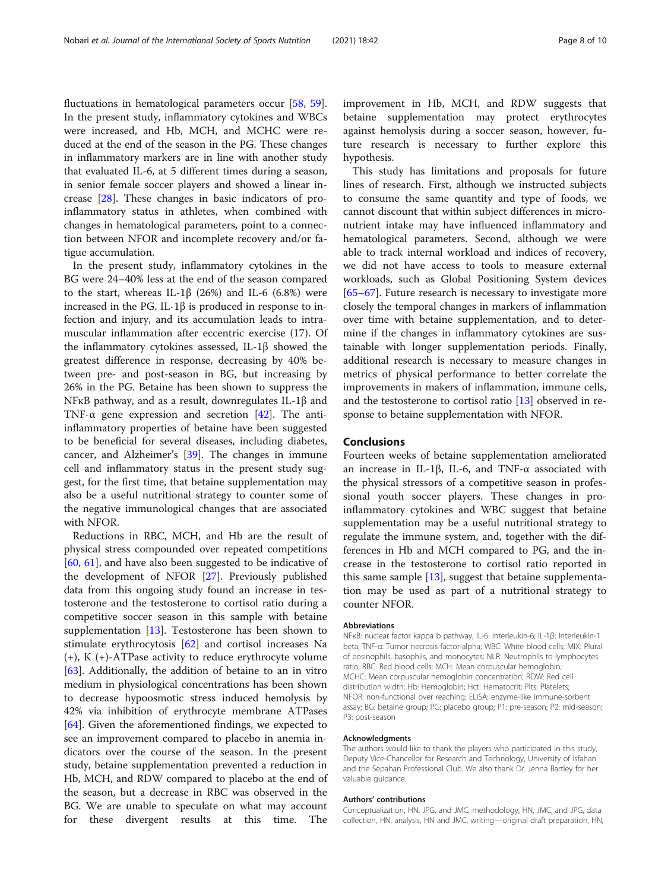fluctuations in hematological parameters occur [58, 59]. In the present study, inflammatory cytokines and WBCs were increased, and Hb, MCH, and MCHC were reduced at the end of the season in the PG. These changes in inflammatory markers are in line with another study that evaluated IL-6, at 5 different times during a season, in senior female soccer players and showed a linear increase [28]. These changes in basic indicators of pro-inflammatory status in athletes, when combined with changes in hematological parameters, point to a connection between NFOR and incomplete recovery and/or fatigue accumulation.

In the present study, inflammatory cytokines in the BG were 24–40% less at the end of the season compared to the start, whereas IL-1β (26%) and IL-6 (6.8%) were increased in the PG. IL-1β is produced in response to infection and injury, and its accumulation leads to intramuscular inflammation after eccentric exercise (17). Of the inflammatory cytokines assessed, IL-1β showed the greatest difference in response, decreasing by 40% between pre- and post-season in BG, but increasing by 26% in the PG. Betaine has been shown to suppress the NFκB pathway, and as a result, downregulates IL-1β and TNF-α gene expression and secretion [42]. The anti-inflammatory properties of betaine have been suggested to be beneficial for several diseases, including diabetes, cancer, and Alzheimer's [39]. The changes in immune cell and inflammatory status in the present study suggest, for the first time, that betaine supplementation may also be a useful nutritional strategy to counter some of the negative immunological changes that are associated with NFOR.

Reductions in RBC, MCH, and Hb are the result of physical stress compounded over repeated competitions [60, 61], and have also been suggested to be indicative of the development of NFOR [27]. Previously published data from this ongoing study found an increase in testosterone and the testosterone to cortisol ratio during a competitive soccer season in this sample with betaine supplementation [13]. Testosterone has been shown to stimulate erythrocytosis [62] and cortisol increases Na (+), K (+)-ATPase activity to reduce erythrocyte volume [63]. Additionally, the addition of betaine to an in vitro medium in physiological concentrations has been shown to decrease hypoosmotic stress induced hemolysis by 42% via inhibition of erythrocyte membrane ATPases [64]. Given the aforementioned findings, we expected to see an improvement compared to placebo in anemia indicators over the course of the season. In the present study, betaine supplementation prevented a reduction in Hb, MCH, and RDW compared to placebo at the end of the season, but a decrease in RBC was observed in the BG. We are unable to speculate on what may account for these divergent results at this time. The improvement in Hb, MCH, and RDW suggests that betaine supplementation may protect erythrocytes against hemolysis during a soccer season, however, future research is necessary to further explore this hypothesis.

This study has limitations and proposals for future lines of research. First, although we instructed subjects to consume the same quantity and type of foods, we cannot discount that within subject differences in micronutrient intake may have influenced inflammatory and hematological parameters. Second, although we were able to track internal workload and indices of recovery, we did not have access to tools to measure external workloads, such as Global Positioning System devices [65–67]. Future research is necessary to investigate more closely the temporal changes in markers of inflammation over time with betaine supplementation, and to determine if the changes in inflammatory cytokines are sustainable with longer supplementation periods. Finally, additional research is necessary to measure changes in metrics of physical performance to better correlate the improvements in makers of inflammation, immune cells, and the testosterone to cortisol ratio [13] observed in response to betaine supplementation with NFOR.

## Conclusions

Fourteen weeks of betaine supplementation ameliorated an increase in IL-1β, IL-6, and TNF-α associated with the physical stressors of a competitive season in professional youth soccer players. These changes in pro-inflammatory cytokines and WBC suggest that betaine supplementation may be a useful nutritional strategy to regulate the immune system, and, together with the differences in Hb and MCH compared to PG, and the increase in the testosterone to cortisol ratio reported in this same sample [13], suggest that betaine supplementation may be used as part of a nutritional strategy to counter NFOR.

#### Abbreviations

NFκB: nuclear factor kappa b pathway; IL-6: Interleukin-6; IL-1β: Interleukin-1 beta; TNF-α: Tumor necrosis factor-alpha; WBC: White blood cells; MIX: Plural of eosinophils, basophils, and monocytes; NLR: Neutrophils to lymphocytes ratio; RBC: Red blood cells; MCH: Mean corpuscular hemoglobin; MCHC: Mean corpuscular hemoglobin concentration; RDW: Red cell distribution width; Hb: Hemoglobin; Hct: Hematocrit; Plts: Platelets; NFOR: non-functional over reaching; ELISA: enzyme-like immune-sorbent assay; BG: betaine group; PG: placebo group; P1: pre-season; P2: mid-season; P3: post-season

#### Acknowledgments

The authors would like to thank the players who participated in this study, Deputy Vice-Chancellor for Research and Technology, University of Isfahan and the Sepahan Professional Club. We also thank Dr. Jenna Bartley for her valuable guidance.

#### Authors' contributions

Conceptualization, HN, JPG, and JMC, methodology, HN, JMC, and JPG, data collection, HN, analysis, HN and JMC, writing—original draft preparation, HN,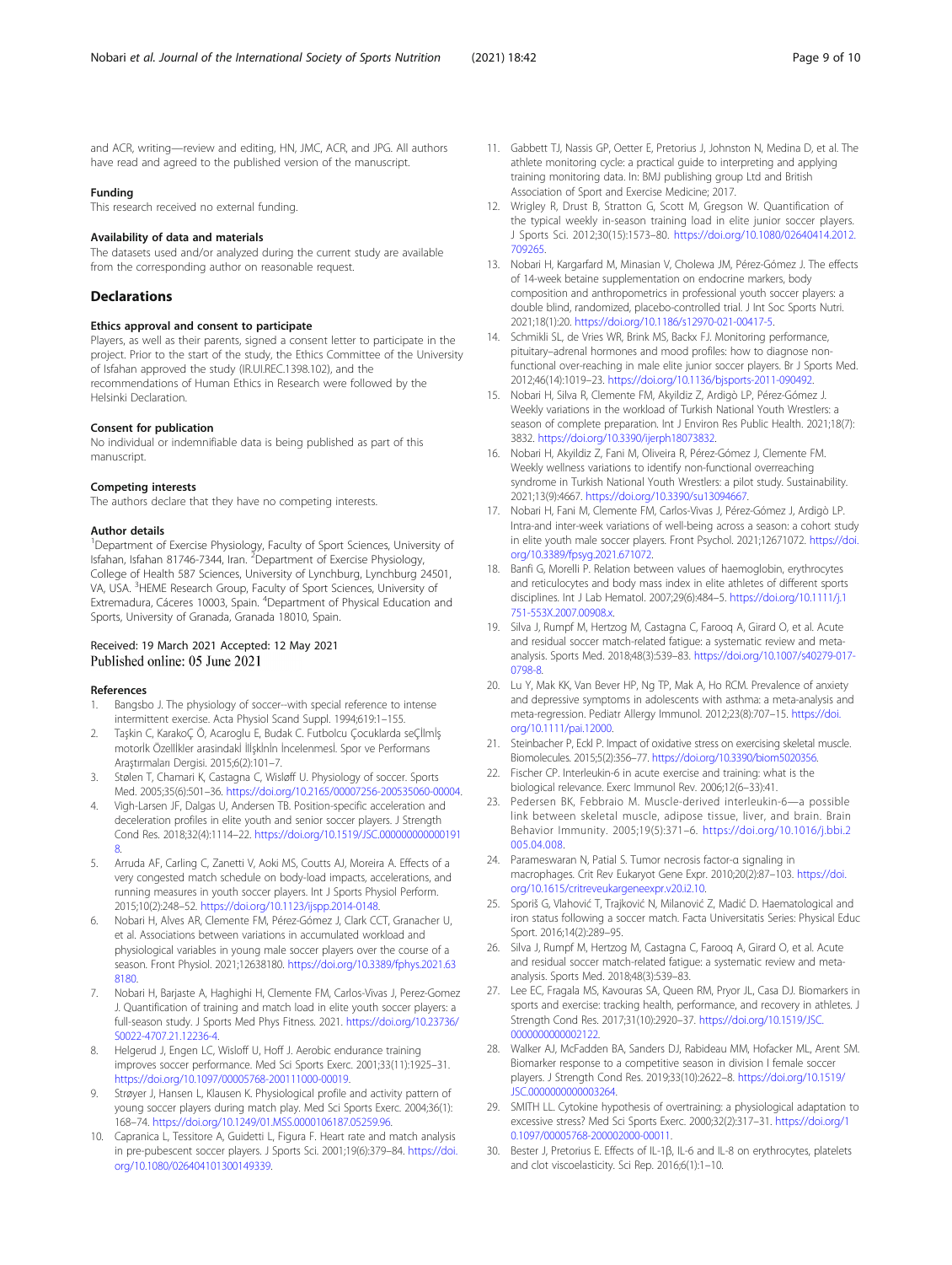and ACR, writing—review and editing, HN, JMC, ACR, and JPG. All authors have read and agreed to the published version of the manuscript.

### Funding

This research received no external funding.

### Availability of data and materials

The datasets used and/or analyzed during the current study are available from the corresponding author on reasonable request.

## Declarations

### Ethics approval and consent to participate

Players, as well as their parents, signed a consent letter to participate in the project. Prior to the start of the study, the Ethics Committee of the University of Isfahan approved the study (IR.UI.REC.1398.102), and the recommendations of Human Ethics in Research were followed by the Helsinki Declaration.

### Consent for publication

No individual or indemnifiable data is being published as part of this manuscript.

### Competing interests

The authors declare that they have no competing interests.

### Author details

[1]Department of Exercise Physiology, Faculty of Sport Sciences, University of Isfahan, Isfahan 81746-7344, Iran. [2]Department of Exercise Physiology, College of Health 587 Sciences, University of Lynchburg, Lynchburg 24501, VA, USA. [3]HEME Research Group, Faculty of Sport Sciences, University of Extremadura, Cáceres 10003, Spain. [4]Department of Physical Education and Sports, University of Granada, Granada 18010, Spain.

Received: 19 March 2021 Accepted: 12 May 2021
Published online: 05 June 2021

### References

1. Bangsbo J. The physiology of soccer--with special reference to intense intermittent exercise. Acta Physiol Scand Suppl. 1994;619:1–155.
2. Taşkin C, KarakoÇ Ö, Acaroglu E, Budak C. Futbolcu Çocuklarda seÇİlmİş motorİk Özellİkler arasindakİ İlİşkİnİn İncelenmesİ. Spor ve Performans Araştırmaları Dergisi. 2015;6(2):101–7.
3. Stølen T, Chamari K, Castagna C, Wisløff U. Physiology of soccer. Sports Med. 2005;35(6):501–36. https://doi.org/10.2165/00007256-200535060-00004.
4. Vigh-Larsen JF, Dalgas U, Andersen TB. Position-specific acceleration and deceleration profiles in elite youth and senior soccer players. J Strength Cond Res. 2018;32(4):1114–22. https://doi.org/10.1519/JSC.0000000000001918.
5. Arruda AF, Carling C, Zanetti V, Aoki MS, Coutts AJ, Moreira A. Effects of a very congested match schedule on body-load impacts, accelerations, and running measures in youth soccer players. Int J Sports Physiol Perform. 2015;10(2):248–52. https://doi.org/10.1123/ijspp.2014-0148.
6. Nobari H, Alves AR, Clemente FM, Pérez-Gómez J, Clark CCT, Granacher U, et al. Associations between variations in accumulated workload and physiological variables in young male soccer players over the course of a season. Front Physiol. 2021;12638180. https://doi.org/10.3389/fphys.2021.638180.
7. Nobari H, Barjaste A, Haghighi H, Clemente FM, Carlos-Vivas J, Perez-Gomez J. Quantification of training and match load in elite youth soccer players: a full-season study. J Sports Med Phys Fitness. 2021. https://doi.org/10.23736/S0022-4707.21.12236-4.
8. Helgerud J, Engen LC, Wisloff U, Hoff J. Aerobic endurance training improves soccer performance. Med Sci Sports Exerc. 2001;33(11):1925–31. https://doi.org/10.1097/00005768-200111000-00019.
9. Strøyer J, Hansen L, Klausen K. Physiological profile and activity pattern of young soccer players during match play. Med Sci Sports Exerc. 2004;36(1):168–74. https://doi.org/10.1249/01.MSS.0000106187.05259.96.
10. Capranica L, Tessitore A, Guidetti L, Figura F. Heart rate and match analysis in pre-pubescent soccer players. J Sports Sci. 2001;19(6):379–84. https://doi.org/10.1080/026404101300149339.
11. Gabbett TJ, Nassis GP, Oetter E, Pretorius J, Johnston N, Medina D, et al. The athlete monitoring cycle: a practical guide to interpreting and applying training monitoring data. In: BMJ publishing group Ltd and British Association of Sport and Exercise Medicine; 2017.
12. Wrigley R, Drust B, Stratton G, Scott M, Gregson W. Quantification of the typical weekly in-season training load in elite junior soccer players. J Sports Sci. 2012;30(15):1573–80. https://doi.org/10.1080/02640414.2012.709265.
13. Nobari H, Kargarfard M, Minasian V, Cholewa JM, Pérez-Gómez J. The effects of 14-week betaine supplementation on endocrine markers, body composition and anthropometrics in professional youth soccer players: a double blind, randomized, placebo-controlled trial. J Int Soc Sports Nutri. 2021;18(1):20. https://doi.org/10.1186/s12970-021-00417-5.
14. Schmikli SL, de Vries WR, Brink MS, Backx FJ. Monitoring performance, pituitary–adrenal hormones and mood profiles: how to diagnose non-functional over-reaching in male elite junior soccer players. Br J Sports Med. 2012;46(14):1019–23. https://doi.org/10.1136/bjsports-2011-090492.
15. Nobari H, Silva R, Clemente FM, Akyildiz Z, Ardigò LP, Pérez-Gómez J. Weekly variations in the workload of Turkish National Youth Wrestlers: a season of complete preparation. Int J Environ Res Public Health. 2021;18(7):3832. https://doi.org/10.3390/ijerph18073832.
16. Nobari H, Akyildiz Z, Fani M, Oliveira R, Pérez-Gómez J, Clemente FM. Weekly wellness variations to identify non-functional overreaching syndrome in Turkish National Youth Wrestlers: a pilot study. Sustainability. 2021;13(9):4667. https://doi.org/10.3390/su13094667.
17. Nobari H, Fani M, Clemente FM, Carlos-Vivas J, Pérez-Gómez J, Ardigò LP. Intra-and inter-week variations of well-being across a season: a cohort study in elite youth male soccer players. Front Psychol. 2021;12671072. https://doi.org/10.3389/fpsyg.2021.671072.
18. Banfi G, Morelli P. Relation between values of haemoglobin, erythrocytes and reticulocytes and body mass index in elite athletes of different sports disciplines. Int J Lab Hematol. 2007;29(6):484–5. https://doi.org/10.1111/j.1751-553X.2007.00908.x.
19. Silva J, Rumpf M, Hertzog M, Castagna C, Farooq A, Girard O, et al. Acute and residual soccer match-related fatigue: a systematic review and meta-analysis. Sports Med. 2018;48(3):539–83. https://doi.org/10.1007/s40279-017-0798-8.
20. Lu Y, Mak KK, Van Bever HP, Ng TP, Mak A, Ho RCM. Prevalence of anxiety and depressive symptoms in adolescents with asthma: a meta-analysis and meta-regression. Pediatr Allergy Immunol. 2012;23(8):707–15. https://doi.org/10.1111/pai.12000.
21. Steinbacher P, Eckl P. Impact of oxidative stress on exercising skeletal muscle. Biomolecules. 2015;5(2):356–77. https://doi.org/10.3390/biom5020356.
22. Fischer CP. Interleukin-6 in acute exercise and training: what is the biological relevance. Exerc Immunol Rev. 2006;12(6–33):41.
23. Pedersen BK, Febbraio M. Muscle-derived interleukin-6—a possible link between skeletal muscle, adipose tissue, liver, and brain. Brain Behavior Immunity. 2005;19(5):371–6. https://doi.org/10.1016/j.bbi.2005.04.008.
24. Parameswaran N, Patial S. Tumor necrosis factor-α signaling in macrophages. Crit Rev Eukaryot Gene Expr. 2010;20(2):87–103. https://doi.org/10.1615/critreveukargeneexpr.v20.i2.10.
25. Sporiš G, Vlahović T, Trajković N, Milanović Z, Madić D. Haematological and iron status following a soccer match. Facta Universitatis Series: Physical Educ Sport. 2016;14(2):289–95.
26. Silva J, Rumpf M, Hertzog M, Castagna C, Farooq A, Girard O, et al. Acute and residual soccer match-related fatigue: a systematic review and meta-analysis. Sports Med. 2018;48(3):539–83.
27. Lee EC, Fragala MS, Kavouras SA, Queen RM, Pryor JL, Casa DJ. Biomarkers in sports and exercise: tracking health, performance, and recovery in athletes. J Strength Cond Res. 2017;31(10):2920–37. https://doi.org/10.1519/JSC.0000000000002122.
28. Walker AJ, McFadden BA, Sanders DJ, Rabideau MM, Hofacker ML, Arent SM. Biomarker response to a competitive season in division I female soccer players. J Strength Cond Res. 2019;33(10):2622–8. https://doi.org/10.1519/JSC.0000000000003264.
29. SMITH LL. Cytokine hypothesis of overtraining: a physiological adaptation to excessive stress? Med Sci Sports Exerc. 2000;32(2):317–31. https://doi.org/10.1097/00005768-200002000-00011.
30. Bester J, Pretorius E. Effects of IL-1β, IL-6 and IL-8 on erythrocytes, platelets and clot viscoelasticity. Sci Rep. 2016;6(1):1–10.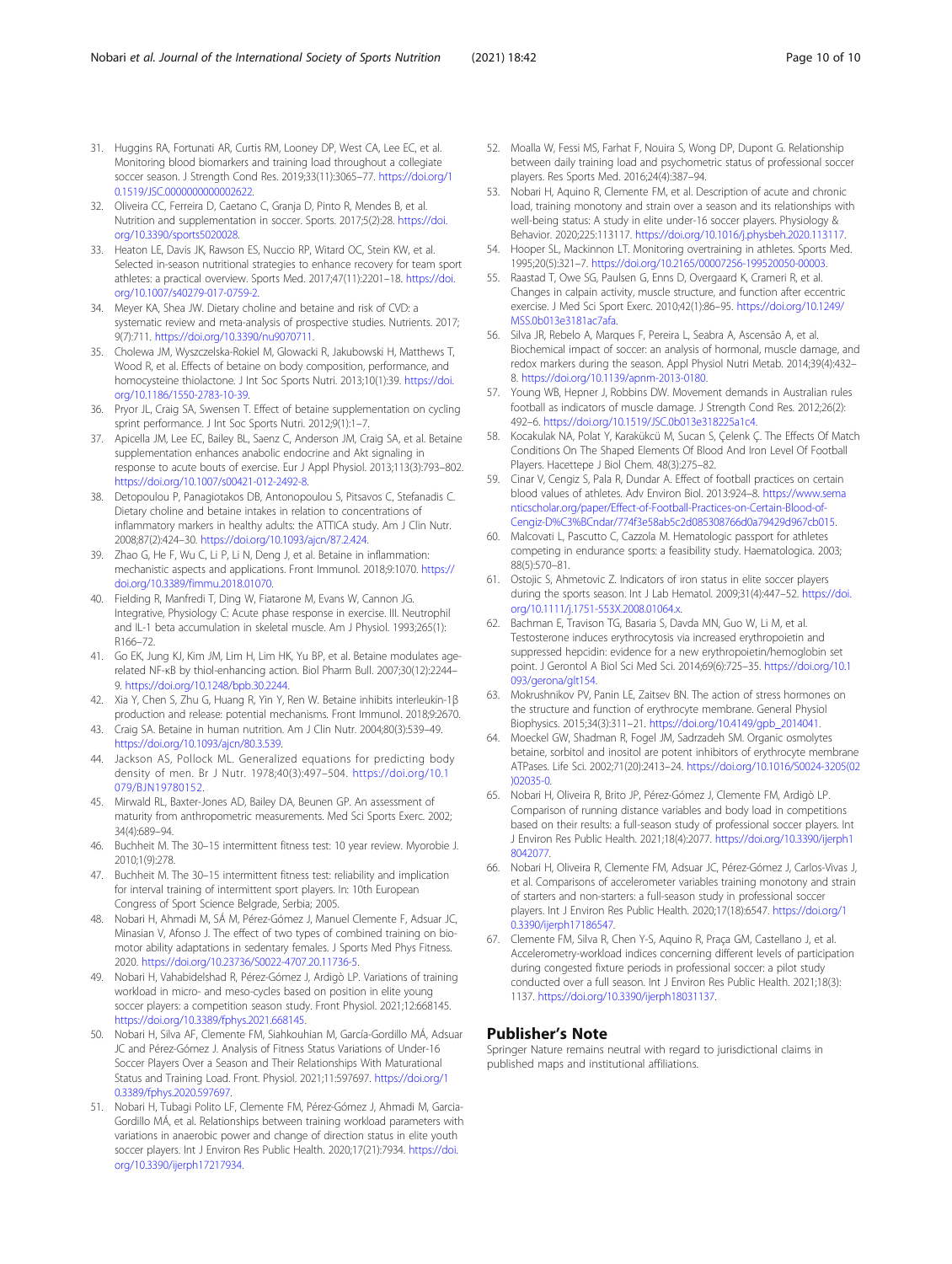31. Huggins RA, Fortunati AR, Curtis RM, Looney DP, West CA, Lee EC, et al. Monitoring blood biomarkers and training load throughout a collegiate soccer season. J Strength Cond Res. 2019;33(11):3065–77. https://doi.org/10.1519/JSC.0000000000002622.
32. Oliveira CC, Ferreira D, Caetano C, Granja D, Pinto R, Mendes B, et al. Nutrition and supplementation in soccer. Sports. 2017;5(2):28. https://doi.org/10.3390/sports5020028.
33. Heaton LE, Davis JK, Rawson ES, Nuccio RP, Witard OC, Stein KW, et al. Selected in-season nutritional strategies to enhance recovery for team sport athletes: a practical overview. Sports Med. 2017;47(11):2201–18. https://doi.org/10.1007/s40279-017-0759-2.
34. Meyer KA, Shea JW. Dietary choline and betaine and risk of CVD: a systematic review and meta-analysis of prospective studies. Nutrients. 2017;9(7):711. https://doi.org/10.3390/nu9070711.
35. Cholewa JM, Wyszczelska-Rokiel M, Glowacki R, Jakubowski H, Matthews T, Wood R, et al. Effects of betaine on body composition, performance, and homocysteine thiolactone. J Int Soc Sports Nutri. 2013;10(1):39. https://doi.org/10.1186/1550-2783-10-39.
36. Pryor JL, Craig SA, Swensen T. Effect of betaine supplementation on cycling sprint performance. J Int Soc Sports Nutri. 2012;9(1):1–7.
37. Apicella JM, Lee EC, Bailey BL, Saenz C, Anderson JM, Craig SA, et al. Betaine supplementation enhances anabolic endocrine and Akt signaling in response to acute bouts of exercise. Eur J Appl Physiol. 2013;113(3):793–802. https://doi.org/10.1007/s00421-012-2492-8.
38. Detopoulou P, Panagiotakos DB, Antonopoulou S, Pitsavos C, Stefanadis C. Dietary choline and betaine intakes in relation to concentrations of inflammatory markers in healthy adults: the ATTICA study. Am J Clin Nutr. 2008;87(2):424–30. https://doi.org/10.1093/ajcn/87.2.424.
39. Zhao G, He F, Wu C, Li P, Li N, Deng J, et al. Betaine in inflammation: mechanistic aspects and applications. Front Immunol. 2018;9:1070. https://doi.org/10.3389/fimmu.2018.01070.
40. Fielding R, Manfredi T, Ding W, Fiatarone M, Evans W, Cannon JG. Integrative, Physiology C: Acute phase response in exercise. III. Neutrophil and IL-1 beta accumulation in skeletal muscle. Am J Physiol. 1993;265(1):R166–72.
41. Go EK, Jung KJ, Kim JM, Lim H, Lim HK, Yu BP, et al. Betaine modulates age-related NF-κB by thiol-enhancing action. Biol Pharm Bull. 2007;30(12):2244–9. https://doi.org/10.1248/bpb.30.2244.
42. Xia Y, Chen S, Zhu G, Huang R, Yin Y, Ren W. Betaine inhibits interleukin-1β production and release: potential mechanisms. Front Immunol. 2018;9:2670.
43. Craig SA. Betaine in human nutrition. Am J Clin Nutr. 2004;80(3):539–49. https://doi.org/10.1093/ajcn/80.3.539.
44. Jackson AS, Pollock ML. Generalized equations for predicting body density of men. Br J Nutr. 1978;40(3):497–504. https://doi.org/10.1079/BJN19780152.
45. Mirwald RL, Baxter-Jones AD, Bailey DA, Beunen GP. An assessment of maturity from anthropometric measurements. Med Sci Sports Exerc. 2002;34(4):689–94.
46. Buchheit M. The 30–15 intermittent fitness test: 10 year review. Myorobie J. 2010;1(9):278.
47. Buchheit M. The 30–15 intermittent fitness test: reliability and implication for interval training of intermittent sport players. In: 10th European Congress of Sport Science Belgrade, Serbia; 2005.
48. Nobari H, Ahmadi M, SÁ M, Pérez-Gómez J, Manuel Clemente F, Adsuar JC, Minasian V, Afonso J. The effect of two types of combined training on bio-motor ability adaptations in sedentary females. J Sports Med Phys Fitness. 2020. https://doi.org/10.23736/S0022-4707.20.11736-5.
49. Nobari H, Vahabidelshad R, Pérez-Gómez J, Ardigò LP. Variations of training workload in micro- and meso-cycles based on position in elite young soccer players: a competition season study. Front Physiol. 2021;12:668145. https://doi.org/10.3389/fphys.2021.668145.
50. Nobari H, Silva AF, Clemente FM, Siahkouhian M, García-Gordillo MÁ, Adsuar JC and Pérez-Gómez J. Analysis of Fitness Status Variations of Under-16 Soccer Players Over a Season and Their Relationships With Maturational Status and Training Load. Front. Physiol. 2021;11:597697. https://doi.org/10.3389/fphys.2020.597697.
51. Nobari H, Tubagi Polito LF, Clemente FM, Pérez-Gómez J, Ahmadi M, Garcia-Gordillo MÁ, et al. Relationships between training workload parameters with variations in anaerobic power and change of direction status in elite youth soccer players. Int J Environ Res Public Health. 2020;17(21):7934. https://doi.org/10.3390/ijerph17217934.
52. Moalla W, Fessi MS, Farhat F, Nouira S, Wong DP, Dupont G. Relationship between daily training load and psychometric status of professional soccer players. Res Sports Med. 2016;24(4):387–94.
53. Nobari H, Aquino R, Clemente FM, et al. Description of acute and chronic load, training monotony and strain over a season and its relationships with well-being status: A study in elite under-16 soccer players. Physiology & Behavior. 2020;225:113117. https://doi.org/10.1016/j.physbeh.2020.113117.
54. Hooper SL, Mackinnon LT. Monitoring overtraining in athletes. Sports Med. 1995;20(5):321–7. https://doi.org/10.2165/00007256-199520050-00003.
55. Raastad T, Owe SG, Paulsen G, Enns D, Overgaard K, Crameri R, et al. Changes in calpain activity, muscle structure, and function after eccentric exercise. J Med Sci Sport Exerc. 2010;42(1):86–95. https://doi.org/10.1249/MSS.0b013e3181ac7afa.
56. Silva JR, Rebelo A, Marques F, Pereira L, Seabra A, Ascensão A, et al. Biochemical impact of soccer: an analysis of hormonal, muscle damage, and redox markers during the season. Appl Physiol Nutri Metab. 2014;39(4):432–8. https://doi.org/10.1139/apnm-2013-0180.
57. Young WB, Hepner J, Robbins DW. Movement demands in Australian rules football as indicators of muscle damage. J Strength Cond Res. 2012;26(2):492–6. https://doi.org/10.1519/JSC.0b013e318225a1c4.
58. Kocakulak NA, Polat Y, Karakükcü M, Sucan S, Çelenk Ç. The Effects Of Match Conditions On The Shaped Elements Of Blood And Iron Level Of Football Players. Hacettepe J Biol Chem. 48(3):275–82.
59. Cinar V, Cengiz S, Pala R, Dundar A. Effect of football practices on certain blood values of athletes. Adv Environ Biol. 2013:924–8. https://www.semanticscholar.org/paper/Effect-of-Football-Practices-on-Certain-Blood-of-Cengiz-D%C3%BCndar/774f3e58ab5c2d085308766d0a79429d967cb015.
60. Malcovati L, Pascutto C, Cazzola M. Hematologic passport for athletes competing in endurance sports: a feasibility study. Haematologica. 2003;88(5):570–81.
61. Ostojic S, Ahmetovic Z. Indicators of iron status in elite soccer players during the sports season. Int J Lab Hematol. 2009;31(4):447–52. https://doi.org/10.1111/j.1751-553X.2008.01064.x.
62. Bachman E, Travison TG, Basaria S, Davda MN, Guo W, Li M, et al. Testosterone induces erythrocytosis via increased erythropoietin and suppressed hepcidin: evidence for a new erythropoietin/hemoglobin set point. J Gerontol A Biol Sci Med Sci. 2014;69(6):725–35. https://doi.org/10.1093/gerona/glt154.
63. Mokrushnikov PV, Panin LE, Zaitsev BN. The action of stress hormones on the structure and function of erythrocyte membrane. General Physiol Biophysics. 2015;34(3):311–21. https://doi.org/10.4149/gpb_2014041.
64. Moeckel GW, Shadman R, Fogel JM, Sadrzadeh SM. Organic osmolytes betaine, sorbitol and inositol are potent inhibitors of erythrocyte membrane ATPases. Life Sci. 2002;71(20):2413–24. https://doi.org/10.1016/S0024-3205(02)02035-0.
65. Nobari H, Oliveira R, Brito JP, Pérez-Gómez J, Clemente FM, Ardigò LP. Comparison of running distance variables and body load in competitions based on their results: a full-season study of professional soccer players. Int J Environ Res Public Health. 2021;18(4):2077. https://doi.org/10.3390/ijerph18042077.
66. Nobari H, Oliveira R, Clemente FM, Adsuar JC, Pérez-Gómez J, Carlos-Vivas J, et al. Comparisons of accelerometer variables training monotony and strain of starters and non-starters: a full-season study in professional soccer players. Int J Environ Res Public Health. 2020;17(18):6547. https://doi.org/10.3390/ijerph17186547.
67. Clemente FM, Silva R, Chen Y-S, Aquino R, Praça GM, Castellano J, et al. Accelerometry-workload indices concerning different levels of participation during congested fixture periods in professional soccer: a pilot study conducted over a full season. Int J Environ Res Public Health. 2021;18(3):1137. https://doi.org/10.3390/ijerph18031137.

## Publisher's Note

Springer Nature remains neutral with regard to jurisdictional claims in published maps and institutional affiliations.